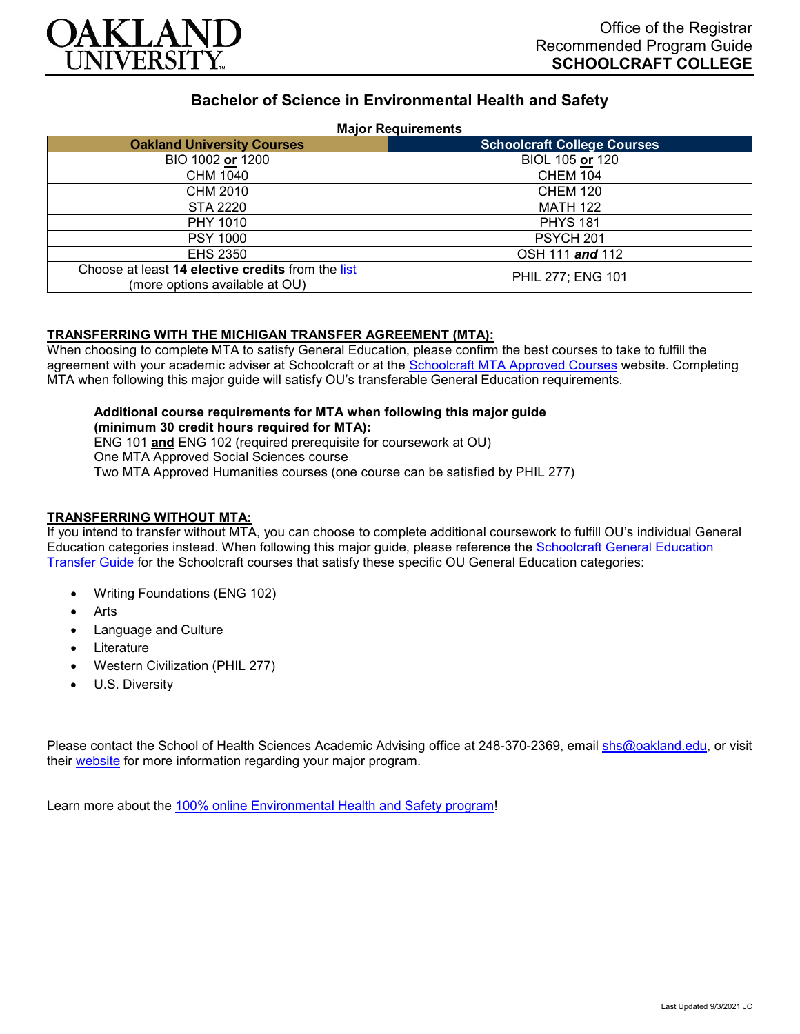OAKLAND UNIVERSITY

Office of the Registrar
Recommended Program Guide
**SCHOOLCRAFT COLLEGE**

# Bachelor of Science in Environmental Health and Safety

**Major Requirements**

| Oakland University Courses | Schoolcraft College Courses |
|---|---|
| BIO 1002 **or** 1200 | BIOL 105 **or** 120 |
| CHM 1040 | CHEM 104 |
| CHM 2010 | CHEM 120 |
| STA 2220 | MATH 122 |
| PHY 1010 | PHYS 181 |
| PSY 1000 | PSYCH 201 |
| EHS 2350 | OSH 111 ***and*** 112 |
| Choose at least **14 elective credits** from the list (more options available at OU) | PHIL 277; ENG 101 |

**TRANSFERRING WITH THE MICHIGAN TRANSFER AGREEMENT (MTA):**
When choosing to complete MTA to satisfy General Education, please confirm the best courses to take to fulfill the agreement with your academic adviser at Schoolcraft or at the Schoolcraft MTA Approved Courses website. Completing MTA when following this major guide will satisfy OU's transferable General Education requirements.

**Additional course requirements for MTA when following this major guide (minimum 30 credit hours required for MTA):**
ENG 101 **and** ENG 102 (required prerequisite for coursework at OU)
One MTA Approved Social Sciences course
Two MTA Approved Humanities courses (one course can be satisfied by PHIL 277)

**TRANSFERRING WITHOUT MTA:**
If you intend to transfer without MTA, you can choose to complete additional coursework to fulfill OU's individual General Education categories instead. When following this major guide, please reference the Schoolcraft General Education Transfer Guide for the Schoolcraft courses that satisfy these specific OU General Education categories:

- Writing Foundations (ENG 102)
- Arts
- Language and Culture
- Literature
- Western Civilization (PHIL 277)
- U.S. Diversity

Please contact the School of Health Sciences Academic Advising office at 248-370-2369, email shs@oakland.edu, or visit their website for more information regarding your major program.

Learn more about the 100% online Environmental Health and Safety program!

Last Updated 9/3/2021 JC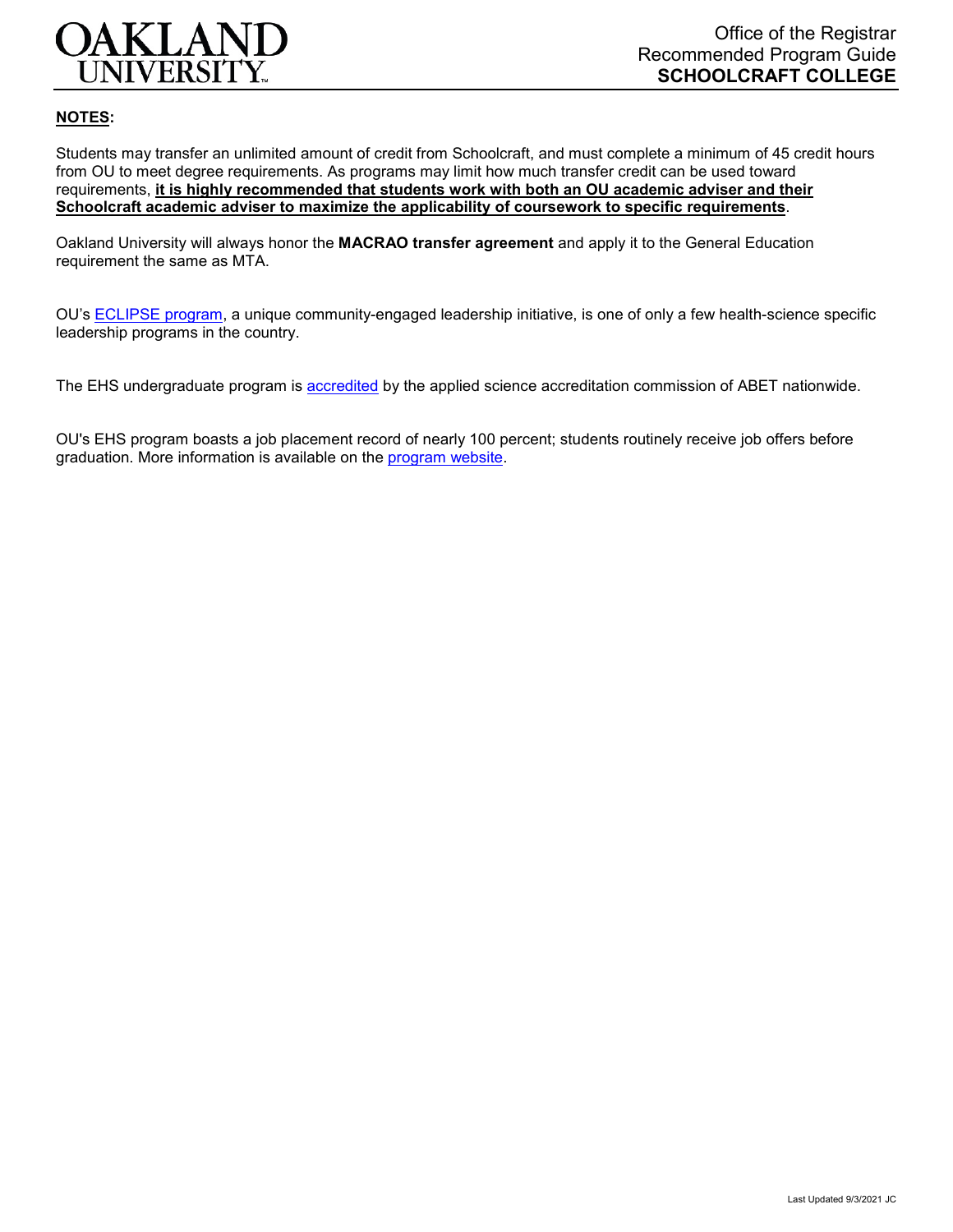**NOTES:**

Students may transfer an unlimited amount of credit from Schoolcraft, and must complete a minimum of 45 credit hours from OU to meet degree requirements. As programs may limit how much transfer credit can be used toward requirements, **it is highly recommended that students work with both an OU academic adviser and their Schoolcraft academic adviser to maximize the applicability of coursework to specific requirements**.

Oakland University will always honor the **MACRAO transfer agreement** and apply it to the General Education requirement the same as MTA.

OU's ECLIPSE program, a unique community-engaged leadership initiative, is one of only a few health-science specific leadership programs in the country.

The EHS undergraduate program is accredited by the applied science accreditation commission of ABET nationwide.

OU's EHS program boasts a job placement record of nearly 100 percent; students routinely receive job offers before graduation. More information is available on the program website.